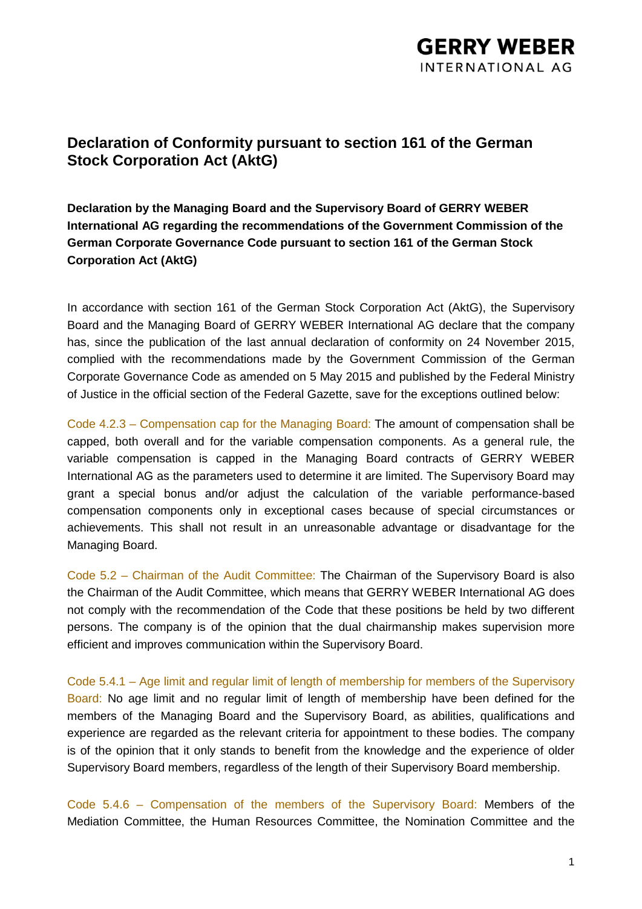# Declaration of Conformity pursuant to section 161 of the German Stock Corporation Act (AktG)

**Declaration by the Managing Board and the Supervisory Board of GERRY WEBER International AG regarding the recommendations of the Government Commission of the German Corporate Governance Code pursuant to section 161 of the German Stock Corporation Act (AktG)**

In accordance with section 161 of the German Stock Corporation Act (AktG), the Supervisory Board and the Managing Board of GERRY WEBER International AG declare that the company has, since the publication of the last annual declaration of conformity on 24 November 2015, complied with the recommendations made by the Government Commission of the German Corporate Governance Code as amended on 5 May 2015 and published by the Federal Ministry of Justice in the official section of the Federal Gazette, save for the exceptions outlined below:

Code 4.2.3 – Compensation cap for the Managing Board: The amount of compensation shall be capped, both overall and for the variable compensation components. As a general rule, the variable compensation is capped in the Managing Board contracts of GERRY WEBER International AG as the parameters used to determine it are limited. The Supervisory Board may grant a special bonus and/or adjust the calculation of the variable performance-based compensation components only in exceptional cases because of special circumstances or achievements. This shall not result in an unreasonable advantage or disadvantage for the Managing Board.

Code 5.2 – Chairman of the Audit Committee: The Chairman of the Supervisory Board is also the Chairman of the Audit Committee, which means that GERRY WEBER International AG does not comply with the recommendation of the Code that these positions be held by two different persons. The company is of the opinion that the dual chairmanship makes supervision more efficient and improves communication within the Supervisory Board.

Code 5.4.1 – Age limit and regular limit of length of membership for members of the Supervisory Board: No age limit and no regular limit of length of membership have been defined for the members of the Managing Board and the Supervisory Board, as abilities, qualifications and experience are regarded as the relevant criteria for appointment to these bodies. The company is of the opinion that it only stands to benefit from the knowledge and the experience of older Supervisory Board members, regardless of the length of their Supervisory Board membership.

Code 5.4.6 – Compensation of the members of the Supervisory Board: Members of the Mediation Committee, the Human Resources Committee, the Nomination Committee and the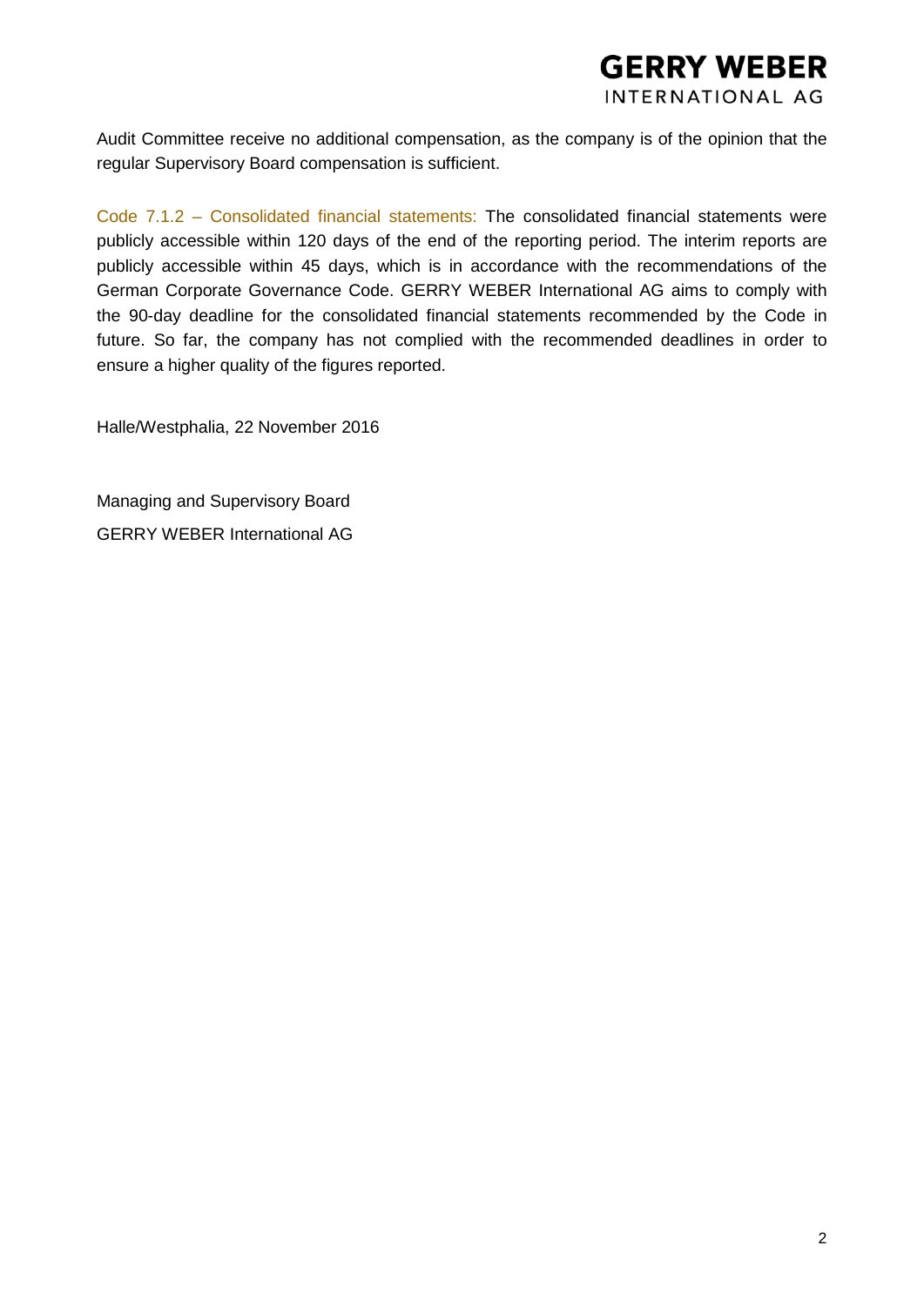Audit Committee receive no additional compensation, as the company is of the opinion that the regular Supervisory Board compensation is sufficient.

Code 7.1.2 – Consolidated financial statements: The consolidated financial statements were publicly accessible within 120 days of the end of the reporting period. The interim reports are publicly accessible within 45 days, which is in accordance with the recommendations of the German Corporate Governance Code. GERRY WEBER International AG aims to comply with the 90-day deadline for the consolidated financial statements recommended by the Code in future. So far, the company has not complied with the recommended deadlines in order to ensure a higher quality of the figures reported.

Halle/Westphalia, 22 November 2016

Managing and Supervisory Board  
GERRY WEBER International AG